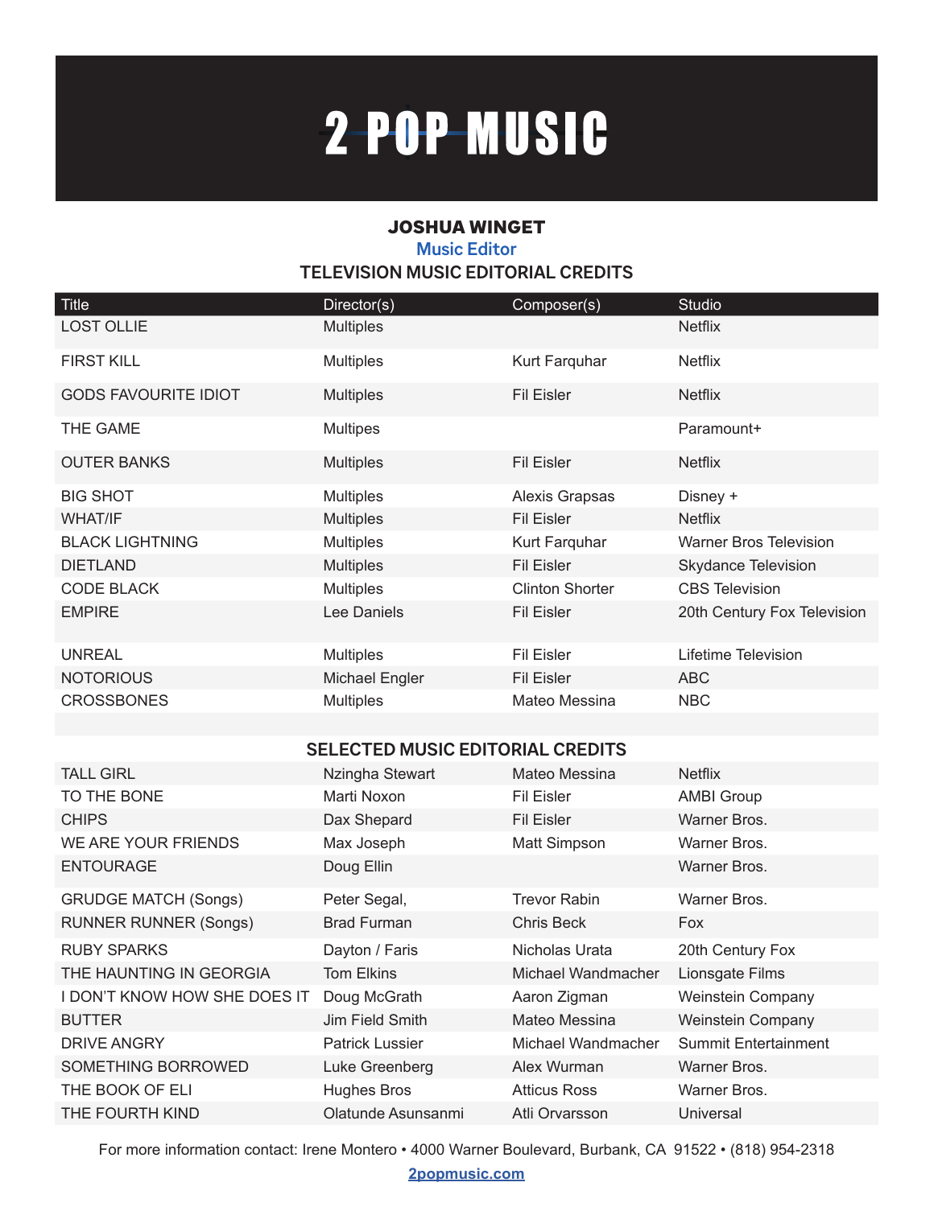# 2 POP MUSIC

## JOSHUA WINGET

**Music Editor**

### TELEVISION MUSIC EDITORIAL CREDITS

| Title | Director(s) | Composer(s) | Studio |
|---|---|---|---|
| LOST OLLIE | Multiples | | Netflix |
| FIRST KILL | Multiples | Kurt Farquhar | Netflix |
| GODS FAVOURITE IDIOT | Multiples | Fil Eisler | Netflix |
| THE GAME | Multipes | | Paramount+ |
| OUTER BANKS | Multiples | Fil Eisler | Netflix |
| BIG SHOT | Multiples | Alexis Grapsas | Disney + |
| WHAT/IF | Multiples | Fil Eisler | Netflix |
| BLACK LIGHTNING | Multiples | Kurt Farquhar | Warner Bros Television |
| DIETLAND | Multiples | Fil Eisler | Skydance Television |
| CODE BLACK | Multiples | Clinton Shorter | CBS Television |
| EMPIRE | Lee Daniels | Fil Eisler | 20th Century Fox Television |
| UNREAL | Multiples | Fil Eisler | Lifetime Television |
| NOTORIOUS | Michael Engler | Fil Eisler | ABC |
| CROSSBONES | Multiples | Mateo Messina | NBC |

### SELECTED MUSIC EDITORIAL CREDITS

| Title | Director(s) | Composer(s) | Studio |
|---|---|---|---|
| TALL GIRL | Nzingha Stewart | Mateo Messina | Netflix |
| TO THE BONE | Marti Noxon | Fil Eisler | AMBI Group |
| CHIPS | Dax Shepard | Fil Eisler | Warner Bros. |
| WE ARE YOUR FRIENDS | Max Joseph | Matt Simpson | Warner Bros. |
| ENTOURAGE | Doug Ellin | | Warner Bros. |
| GRUDGE MATCH (Songs) | Peter Segal, | Trevor Rabin | Warner Bros. |
| RUNNER RUNNER (Songs) | Brad Furman | Chris Beck | Fox |
| RUBY SPARKS | Dayton / Faris | Nicholas Urata | 20th Century Fox |
| THE HAUNTING IN GEORGIA | Tom Elkins | Michael Wandmacher | Lionsgate Films |
| I DON'T KNOW HOW SHE DOES IT | Doug McGrath | Aaron Zigman | Weinstein Company |
| BUTTER | Jim Field Smith | Mateo Messina | Weinstein Company |
| DRIVE ANGRY | Patrick Lussier | Michael Wandmacher | Summit Entertainment |
| SOMETHING BORROWED | Luke Greenberg | Alex Wurman | Warner Bros. |
| THE BOOK OF ELI | Hughes Bros | Atticus Ross | Warner Bros. |
| THE FOURTH KIND | Olatunde Asunsanmi | Atli Orvarsson | Universal |

For more information contact: Irene Montero • 4000 Warner Boulevard, Burbank, CA 91522 • (818) 954-2318

2popmusic.com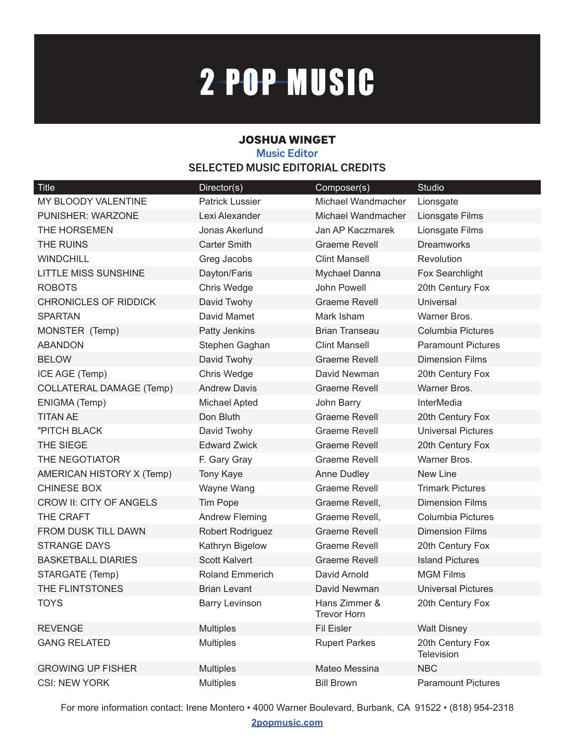# 2 POP MUSIC

**JOSHUA WINGET**

**Music Editor**

**SELECTED MUSIC EDITORIAL CREDITS**

| Title | Director(s) | Composer(s) | Studio |
|---|---|---|---|
| MY BLOODY VALENTINE | Patrick Lussier | Michael Wandmacher | Lionsgate |
| PUNISHER: WARZONE | Lexi Alexander | Michael Wandmacher | Lionsgate Films |
| THE HORSEMEN | Jonas Akerlund | Jan AP Kaczmarek | Lionsgate Films |
| THE RUINS | Carter Smith | Graeme Revell | Dreamworks |
| WINDCHILL | Greg Jacobs | Clint Mansell | Revolution |
| LITTLE MISS SUNSHINE | Dayton/Faris | Mychael Danna | Fox Searchlight |
| ROBOTS | Chris Wedge | John Powell | 20th Century Fox |
| CHRONICLES OF RIDDICK | David Twohy | Graeme Revell | Universal |
| SPARTAN | David Mamet | Mark Isham | Warner Bros. |
| MONSTER (Temp) | Patty Jenkins | Brian Transeau | Columbia Pictures |
| ABANDON | Stephen Gaghan | Clint Mansell | Paramount Pictures |
| BELOW | David Twohy | Graeme Revell | Dimension Films |
| ICE AGE (Temp) | Chris Wedge | David Newman | 20th Century Fox |
| COLLATERAL DAMAGE (Temp) | Andrew Davis | Graeme Revell | Warner Bros. |
| ENIGMA (Temp) | Michael Apted | John Barry | InterMedia |
| TITAN AE | Don Bluth | Graeme Revell | 20th Century Fox |
| "PITCH BLACK | David Twohy | Graeme Revell | Universal Pictures |
| THE SIEGE | Edward Zwick | Graeme Revell | 20th Century Fox |
| THE NEGOTIATOR | F. Gary Gray | Graeme Revell | Warner Bros. |
| AMERICAN HISTORY X (Temp) | Tony Kaye | Anne Dudley | New Line |
| CHINESE BOX | Wayne Wang | Graeme Revell | Trimark Pictures |
| CROW II: CITY OF ANGELS | Tim Pope | Graeme Revell, | Dimension Films |
| THE CRAFT | Andrew Fleming | Graeme Revell, | Columbia Pictures |
| FROM DUSK TILL DAWN | Robert Rodriguez | Graeme Revell | Dimension Films |
| STRANGE DAYS | Kathryn Bigelow | Graeme Revell | 20th Century Fox |
| BASKETBALL DIARIES | Scott Kalvert | Graeme Revell | Island Pictures |
| STARGATE (Temp) | Roland Emmerich | David Arnold | MGM Films |
| THE FLINTSTONES | Brian Levant | David Newman | Universal Pictures |
| TOYS | Barry Levinson | Hans Zimmer & Trevor Horn | 20th Century Fox |
| REVENGE | Multiples | Fil Eisler | Walt Disney |
| GANG RELATED | Multiples | Rupert Parkes | 20th Century Fox Television |
| GROWING UP FISHER | Multiples | Mateo Messina | NBC |
| CSI: NEW YORK | Multiples | Bill Brown | Paramount Pictures |

For more information contact: Irene Montero • 4000 Warner Boulevard, Burbank, CA 91522 • (818) 954-2318

2popmusic.com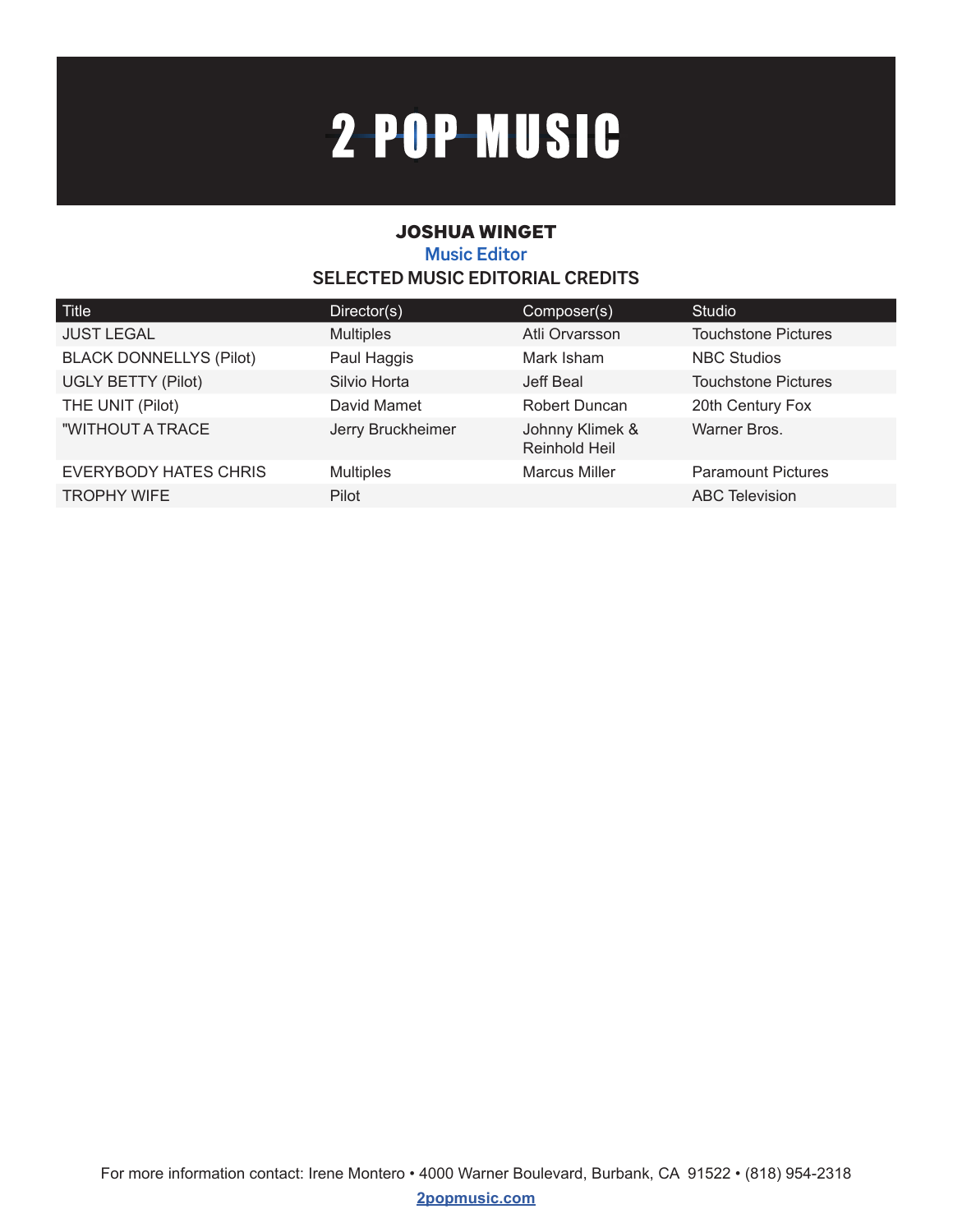# 2 POP MUSIC

## JOSHUA WINGET

**Music Editor**

### SELECTED MUSIC EDITORIAL CREDITS

| Title | Director(s) | Composer(s) | Studio |
|---|---|---|---|
| JUST LEGAL | Multiples | Atli Orvarsson | Touchstone Pictures |
| BLACK DONNELLYS (Pilot) | Paul Haggis | Mark Isham | NBC Studios |
| UGLY BETTY (Pilot) | Silvio Horta | Jeff Beal | Touchstone Pictures |
| THE UNIT (Pilot) | David Mamet | Robert Duncan | 20th Century Fox |
| "WITHOUT A TRACE | Jerry Bruckheimer | Johnny Klimek & Reinhold Heil | Warner Bros. |
| EVERYBODY HATES CHRIS | Multiples | Marcus Miller | Paramount Pictures |
| TROPHY WIFE | Pilot | | ABC Television |

For more information contact: Irene Montero • 4000 Warner Boulevard, Burbank, CA 91522 • (818) 954-2318

2popmusic.com